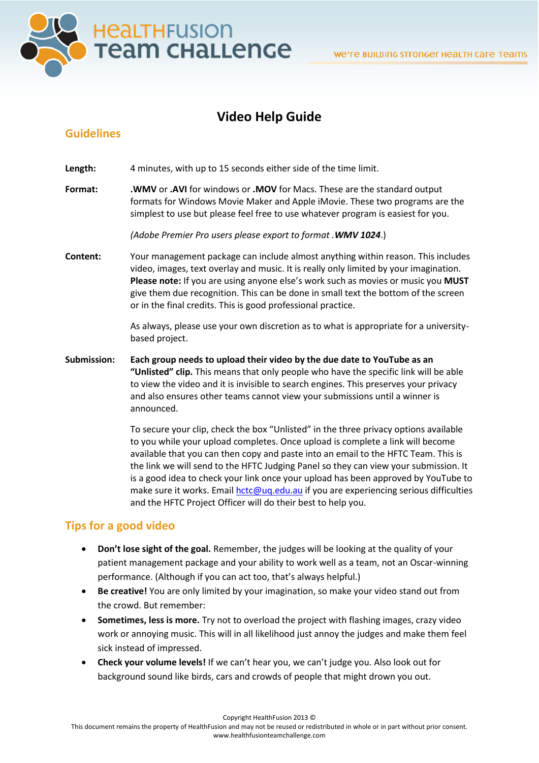# Video Help Guide

## Guidelines

**Length:** 4 minutes, with up to 15 seconds either side of the time limit.

**Format:** **.WMV** or **.AVI** for windows or **.MOV** for Macs. These are the standard output formats for Windows Movie Maker and Apple iMovie. These two programs are the simplest to use but please feel free to use whatever program is easiest for you.

*(Adobe Premier Pro users please export to format .**WMV 1024**.)*

**Content:** Your management package can include almost anything within reason. This includes video, images, text overlay and music. It is really only limited by your imagination. **Please note:** If you are using anyone else's work such as movies or music you **MUST** give them due recognition. This can be done in small text the bottom of the screen or in the final credits. This is good professional practice.

As always, please use your own discretion as to what is appropriate for a university-based project.

**Submission:** **Each group needs to upload their video by the due date to YouTube as an "Unlisted" clip.** This means that only people who have the specific link will be able to view the video and it is invisible to search engines. This preserves your privacy and also ensures other teams cannot view your submissions until a winner is announced.

To secure your clip, check the box "Unlisted" in the three privacy options available to you while your upload completes. Once upload is complete a link will become available that you can then copy and paste into an email to the HFTC Team. This is the link we will send to the HFTC Judging Panel so they can view your submission. It is a good idea to check your link once your upload has been approved by YouTube to make sure it works. Email hctc@uq.edu.au if you are experiencing serious difficulties and the HFTC Project Officer will do their best to help you.

## Tips for a good video

- **Don't lose sight of the goal.** Remember, the judges will be looking at the quality of your patient management package and your ability to work well as a team, not an Oscar-winning performance. (Although if you can act too, that's always helpful.)
- **Be creative!** You are only limited by your imagination, so make your video stand out from the crowd. But remember:
- **Sometimes, less is more.** Try not to overload the project with flashing images, crazy video work or annoying music. This will in all likelihood just annoy the judges and make them feel sick instead of impressed.
- **Check your volume levels!** If we can't hear you, we can't judge you. Also look out for background sound like birds, cars and crowds of people that might drown you out.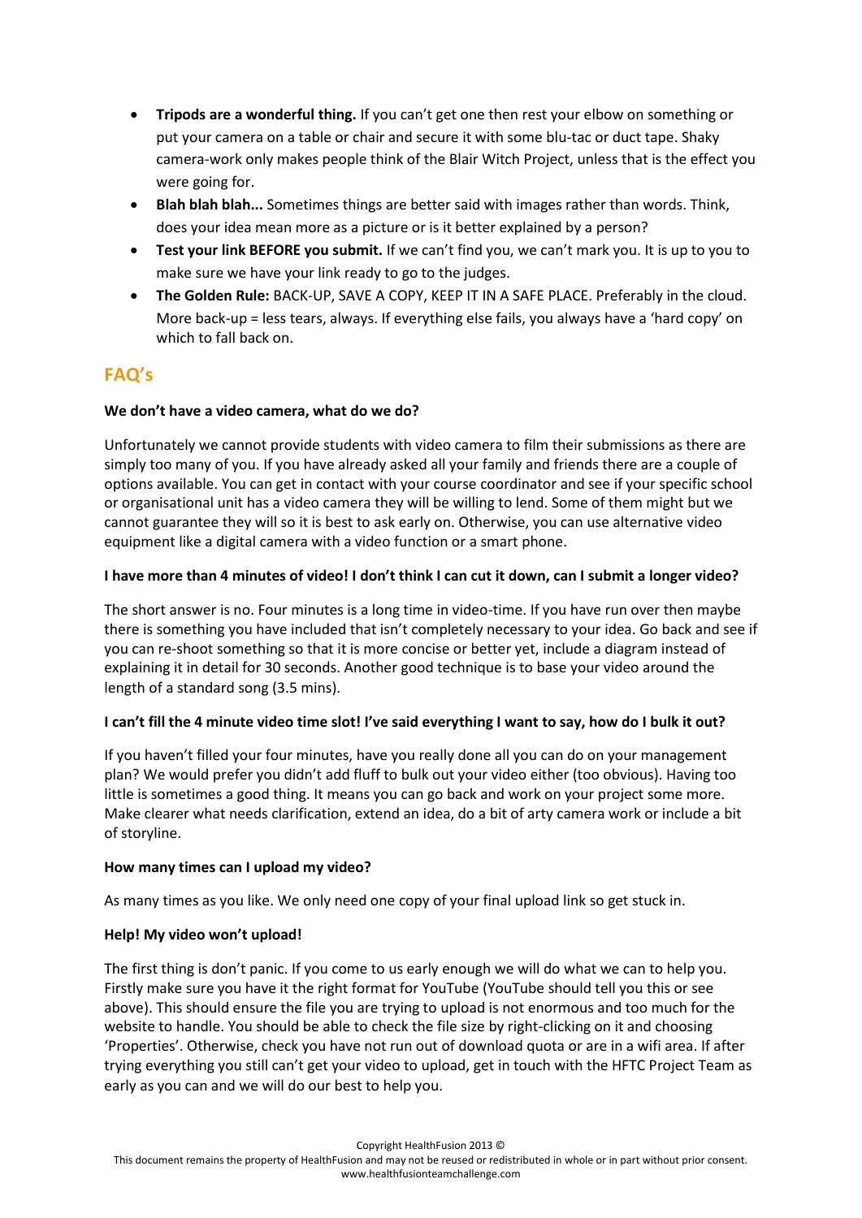- **Tripods are a wonderful thing.** If you can't get one then rest your elbow on something or put your camera on a table or chair and secure it with some blu-tac or duct tape. Shaky camera-work only makes people think of the Blair Witch Project, unless that is the effect you were going for.
- **Blah blah blah...** Sometimes things are better said with images rather than words. Think, does your idea mean more as a picture or is it better explained by a person?
- **Test your link BEFORE you submit.** If we can't find you, we can't mark you. It is up to you to make sure we have your link ready to go to the judges.
- **The Golden Rule:** BACK-UP, SAVE A COPY, KEEP IT IN A SAFE PLACE. Preferably in the cloud. More back-up = less tears, always. If everything else fails, you always have a 'hard copy' on which to fall back on.

## FAQ's

**We don't have a video camera, what do we do?**

Unfortunately we cannot provide students with video camera to film their submissions as there are simply too many of you. If you have already asked all your family and friends there are a couple of options available. You can get in contact with your course coordinator and see if your specific school or organisational unit has a video camera they will be willing to lend. Some of them might but we cannot guarantee they will so it is best to ask early on. Otherwise, you can use alternative video equipment like a digital camera with a video function or a smart phone.

**I have more than 4 minutes of video! I don't think I can cut it down, can I submit a longer video?**

The short answer is no. Four minutes is a long time in video-time. If you have run over then maybe there is something you have included that isn't completely necessary to your idea. Go back and see if you can re-shoot something so that it is more concise or better yet, include a diagram instead of explaining it in detail for 30 seconds. Another good technique is to base your video around the length of a standard song (3.5 mins).

**I can't fill the 4 minute video time slot! I've said everything I want to say, how do I bulk it out?**

If you haven't filled your four minutes, have you really done all you can do on your management plan? We would prefer you didn't add fluff to bulk out your video either (too obvious). Having too little is sometimes a good thing. It means you can go back and work on your project some more. Make clearer what needs clarification, extend an idea, do a bit of arty camera work or include a bit of storyline.

**How many times can I upload my video?**

As many times as you like. We only need one copy of your final upload link so get stuck in.

**Help! My video won't upload!**

The first thing is don't panic. If you come to us early enough we will do what we can to help you. Firstly make sure you have it the right format for YouTube (YouTube should tell you this or see above). This should ensure the file you are trying to upload is not enormous and too much for the website to handle. You should be able to check the file size by right-clicking on it and choosing 'Properties'. Otherwise, check you have not run out of download quota or are in a wifi area. If after trying everything you still can't get your video to upload, get in touch with the HFTC Project Team as early as you can and we will do our best to help you.

Copyright HealthFusion 2013 ©
This document remains the property of HealthFusion and may not be reused or redistributed in whole or in part without prior consent.
www.healthfusionteamchallenge.com